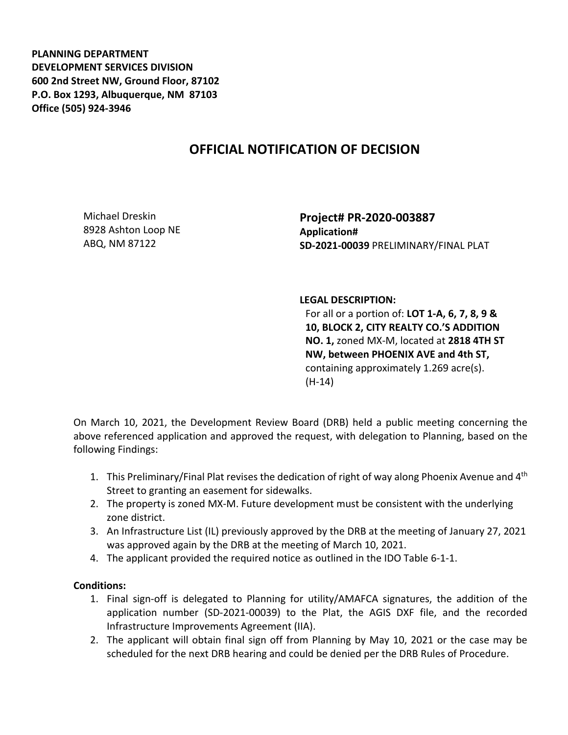**PLANNING DEPARTMENT**
**DEVELOPMENT SERVICES DIVISION**
**600 2nd Street NW, Ground Floor, 87102**
**P.O. Box 1293, Albuquerque, NM 87103**
**Office (505) 924-3946**

# OFFICIAL NOTIFICATION OF DECISION

Michael Dreskin
8928 Ashton Loop NE
ABQ, NM 87122

**Project# PR-2020-003887**
**Application#**
**SD-2021-00039** PRELIMINARY/FINAL PLAT

**LEGAL DESCRIPTION:**
For all or a portion of: **LOT 1-A, 6, 7, 8, 9 & 10, BLOCK 2, CITY REALTY CO.'S ADDITION NO. 1,** zoned MX-M, located at **2818 4TH ST NW, between PHOENIX AVE and 4th ST,** containing approximately 1.269 acre(s). (H-14)

On March 10, 2021, the Development Review Board (DRB) held a public meeting concerning the above referenced application and approved the request, with delegation to Planning, based on the following Findings:

1. This Preliminary/Final Plat revises the dedication of right of way along Phoenix Avenue and 4th Street to granting an easement for sidewalks.
2. The property is zoned MX-M. Future development must be consistent with the underlying zone district.
3. An Infrastructure List (IL) previously approved by the DRB at the meeting of January 27, 2021 was approved again by the DRB at the meeting of March 10, 2021.
4. The applicant provided the required notice as outlined in the IDO Table 6-1-1.

**Conditions:**

1. Final sign-off is delegated to Planning for utility/AMAFCA signatures, the addition of the application number (SD-2021-00039) to the Plat, the AGIS DXF file, and the recorded Infrastructure Improvements Agreement (IIA).
2. The applicant will obtain final sign off from Planning by May 10, 2021 or the case may be scheduled for the next DRB hearing and could be denied per the DRB Rules of Procedure.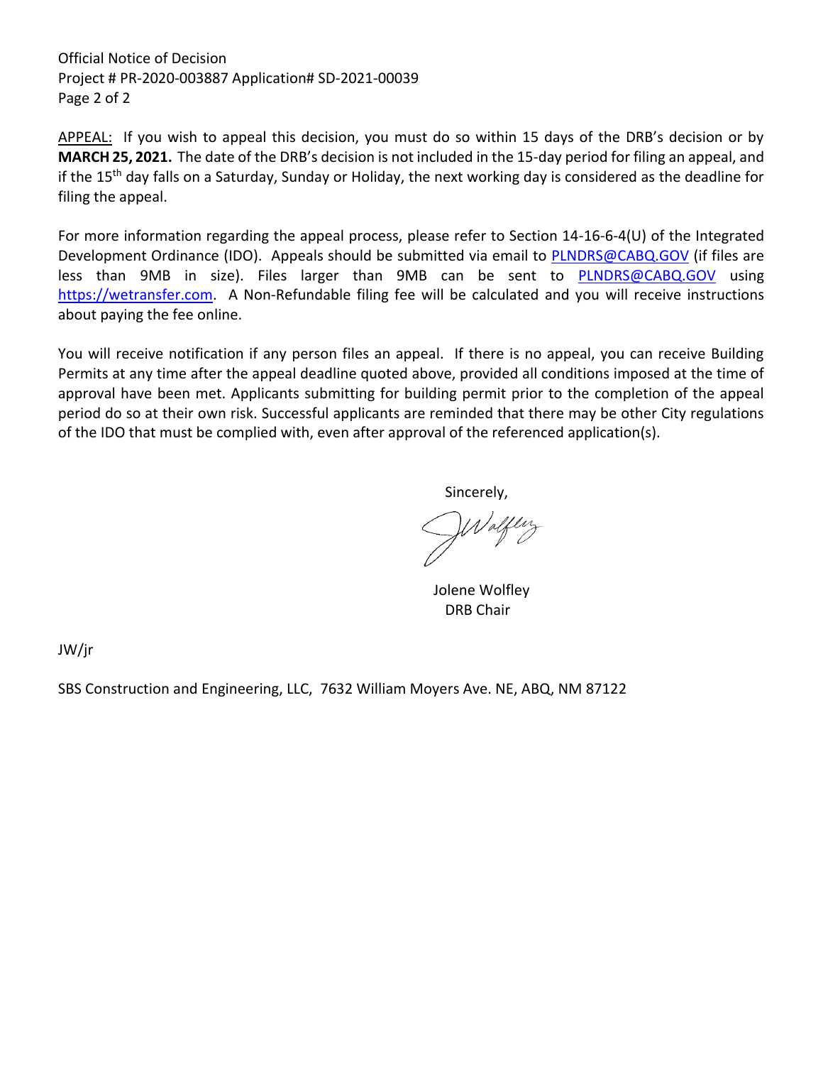Official Notice of Decision
Project # PR-2020-003887 Application# SD-2021-00039

APPEAL: If you wish to appeal this decision, you must do so within 15 days of the DRB's decision or by **MARCH 25, 2021.** The date of the DRB's decision is not included in the 15-day period for filing an appeal, and if the 15th day falls on a Saturday, Sunday or Holiday, the next working day is considered as the deadline for filing the appeal.

For more information regarding the appeal process, please refer to Section 14-16-6-4(U) of the Integrated Development Ordinance (IDO). Appeals should be submitted via email to PLNDRS@CABQ.GOV (if files are less than 9MB in size). Files larger than 9MB can be sent to PLNDRS@CABQ.GOV using https://wetransfer.com. A Non-Refundable filing fee will be calculated and you will receive instructions about paying the fee online.

You will receive notification if any person files an appeal. If there is no appeal, you can receive Building Permits at any time after the appeal deadline quoted above, provided all conditions imposed at the time of approval have been met. Applicants submitting for building permit prior to the completion of the appeal period do so at their own risk. Successful applicants are reminded that there may be other City regulations of the IDO that must be complied with, even after approval of the referenced application(s).

Sincerely,

Jolene Wolfley
DRB Chair

JW/jr

SBS Construction and Engineering, LLC, 7632 William Moyers Ave. NE, ABQ, NM 87122